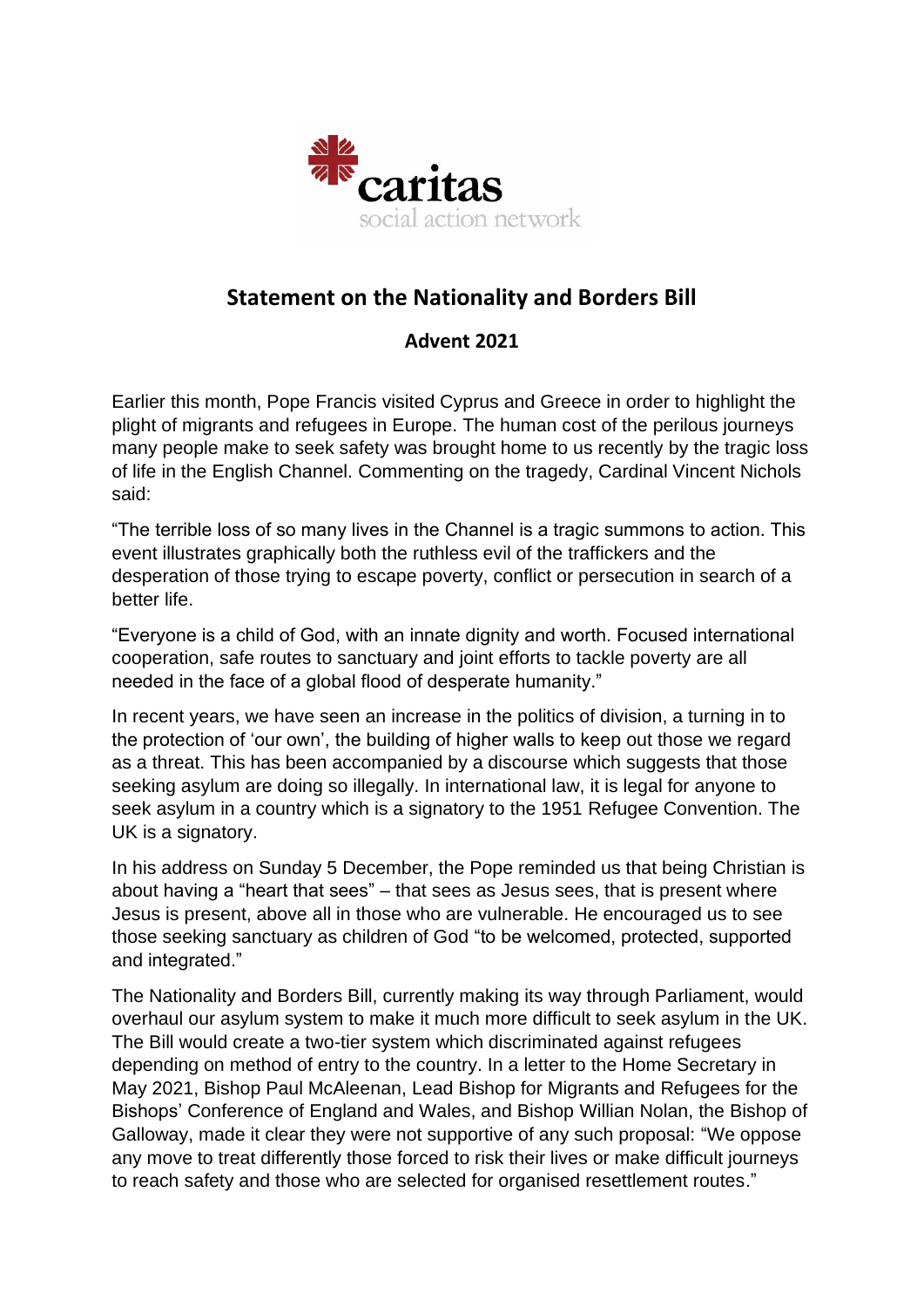# Statement on the Nationality and Borders Bill

## Advent 2021

Earlier this month, Pope Francis visited Cyprus and Greece in order to highlight the plight of migrants and refugees in Europe. The human cost of the perilous journeys many people make to seek safety was brought home to us recently by the tragic loss of life in the English Channel. Commenting on the tragedy, Cardinal Vincent Nichols said:

"The terrible loss of so many lives in the Channel is a tragic summons to action. This event illustrates graphically both the ruthless evil of the traffickers and the desperation of those trying to escape poverty, conflict or persecution in search of a better life.

"Everyone is a child of God, with an innate dignity and worth. Focused international cooperation, safe routes to sanctuary and joint efforts to tackle poverty are all needed in the face of a global flood of desperate humanity."

In recent years, we have seen an increase in the politics of division, a turning in to the protection of 'our own', the building of higher walls to keep out those we regard as a threat. This has been accompanied by a discourse which suggests that those seeking asylum are doing so illegally. In international law, it is legal for anyone to seek asylum in a country which is a signatory to the 1951 Refugee Convention. The UK is a signatory.

In his address on Sunday 5 December, the Pope reminded us that being Christian is about having a "heart that sees" – that sees as Jesus sees, that is present where Jesus is present, above all in those who are vulnerable. He encouraged us to see those seeking sanctuary as children of God "to be welcomed, protected, supported and integrated."

The Nationality and Borders Bill, currently making its way through Parliament, would overhaul our asylum system to make it much more difficult to seek asylum in the UK. The Bill would create a two-tier system which discriminated against refugees depending on method of entry to the country. In a letter to the Home Secretary in May 2021, Bishop Paul McAleenan, Lead Bishop for Migrants and Refugees for the Bishops' Conference of England and Wales, and Bishop Willian Nolan, the Bishop of Galloway, made it clear they were not supportive of any such proposal: "We oppose any move to treat differently those forced to risk their lives or make difficult journeys to reach safety and those who are selected for organised resettlement routes."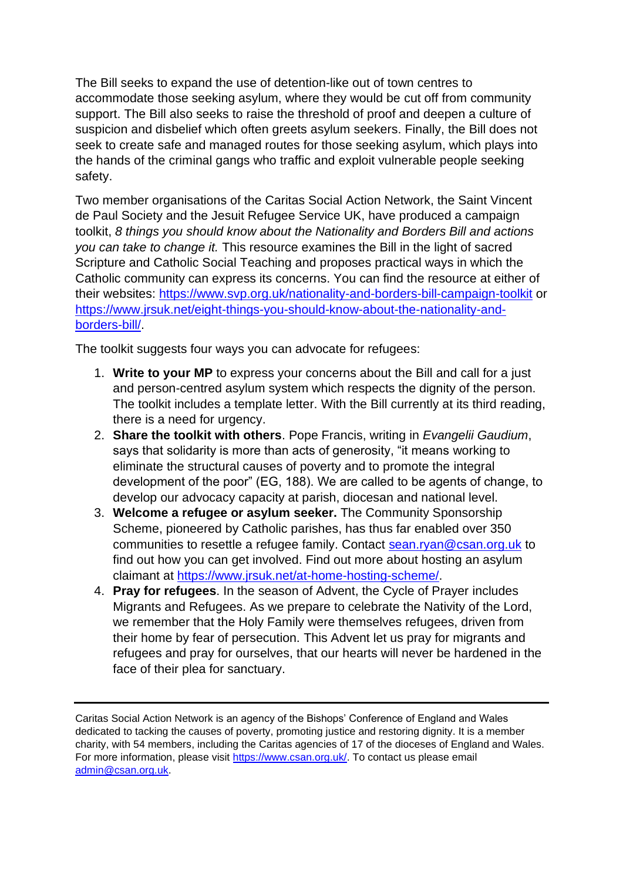The Bill seeks to expand the use of detention-like out of town centres to accommodate those seeking asylum, where they would be cut off from community support. The Bill also seeks to raise the threshold of proof and deepen a culture of suspicion and disbelief which often greets asylum seekers. Finally, the Bill does not seek to create safe and managed routes for those seeking asylum, which plays into the hands of the criminal gangs who traffic and exploit vulnerable people seeking safety.

Two member organisations of the Caritas Social Action Network, the Saint Vincent de Paul Society and the Jesuit Refugee Service UK, have produced a campaign toolkit, *8 things you should know about the Nationality and Borders Bill and actions you can take to change it.* This resource examines the Bill in the light of sacred Scripture and Catholic Social Teaching and proposes practical ways in which the Catholic community can express its concerns. You can find the resource at either of their websites: https://www.svp.org.uk/nationality-and-borders-bill-campaign-toolkit or https://www.jrsuk.net/eight-things-you-should-know-about-the-nationality-and-borders-bill/.

The toolkit suggests four ways you can advocate for refugees:

1. **Write to your MP** to express your concerns about the Bill and call for a just and person-centred asylum system which respects the dignity of the person. The toolkit includes a template letter. With the Bill currently at its third reading, there is a need for urgency.
2. **Share the toolkit with others**. Pope Francis, writing in *Evangelii Gaudium*, says that solidarity is more than acts of generosity, "it means working to eliminate the structural causes of poverty and to promote the integral development of the poor" (EG, 188). We are called to be agents of change, to develop our advocacy capacity at parish, diocesan and national level.
3. **Welcome a refugee or asylum seeker.** The Community Sponsorship Scheme, pioneered by Catholic parishes, has thus far enabled over 350 communities to resettle a refugee family. Contact sean.ryan@csan.org.uk to find out how you can get involved. Find out more about hosting an asylum claimant at https://www.jrsuk.net/at-home-hosting-scheme/.
4. **Pray for refugees**. In the season of Advent, the Cycle of Prayer includes Migrants and Refugees. As we prepare to celebrate the Nativity of the Lord, we remember that the Holy Family were themselves refugees, driven from their home by fear of persecution. This Advent let us pray for migrants and refugees and pray for ourselves, that our hearts will never be hardened in the face of their plea for sanctuary.

---

Caritas Social Action Network is an agency of the Bishops' Conference of England and Wales dedicated to tacking the causes of poverty, promoting justice and restoring dignity. It is a member charity, with 54 members, including the Caritas agencies of 17 of the dioceses of England and Wales. For more information, please visit https://www.csan.org.uk/. To contact us please email admin@csan.org.uk.